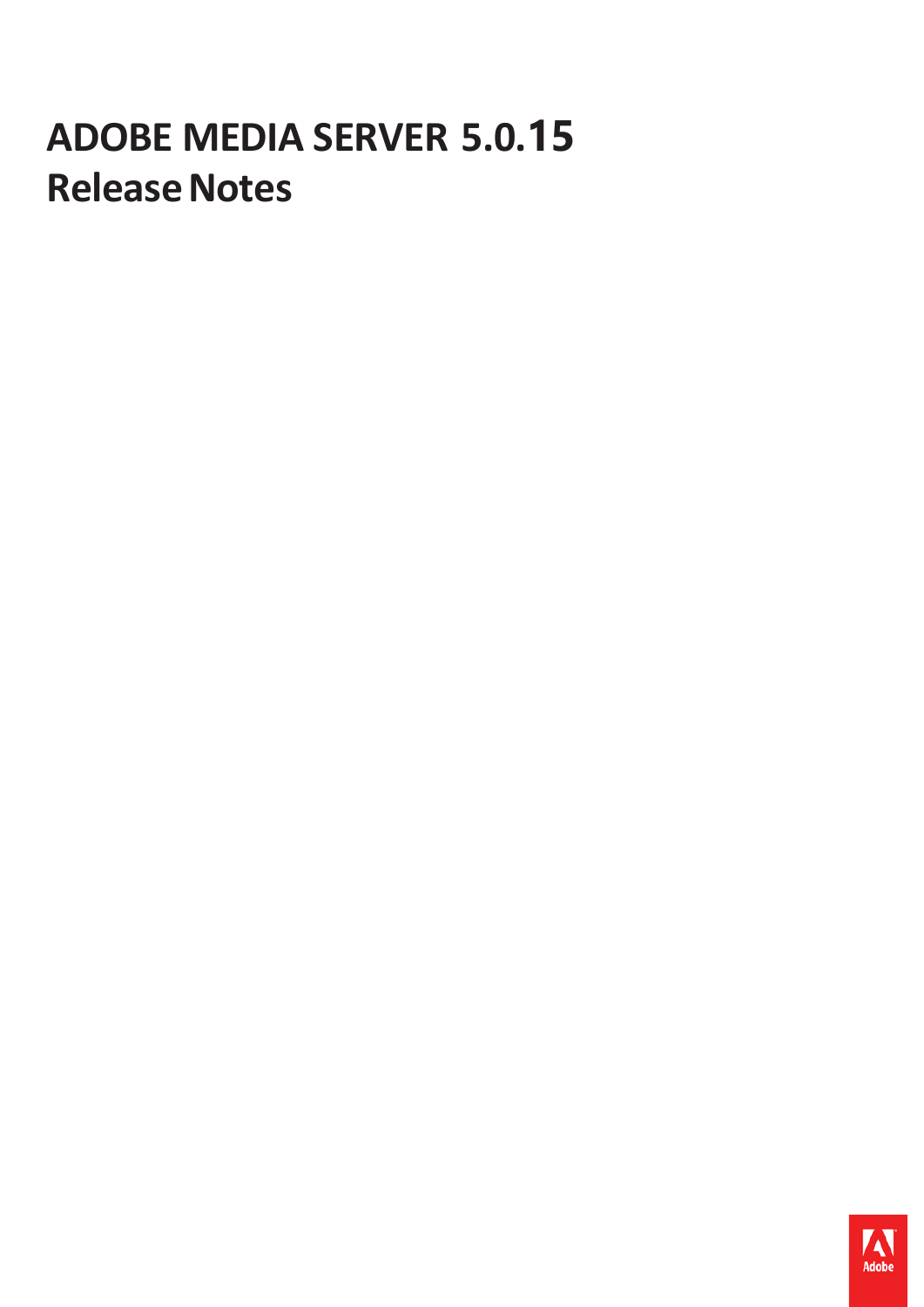# ADOBE MEDIA SERVER 5.0.15

## Release Notes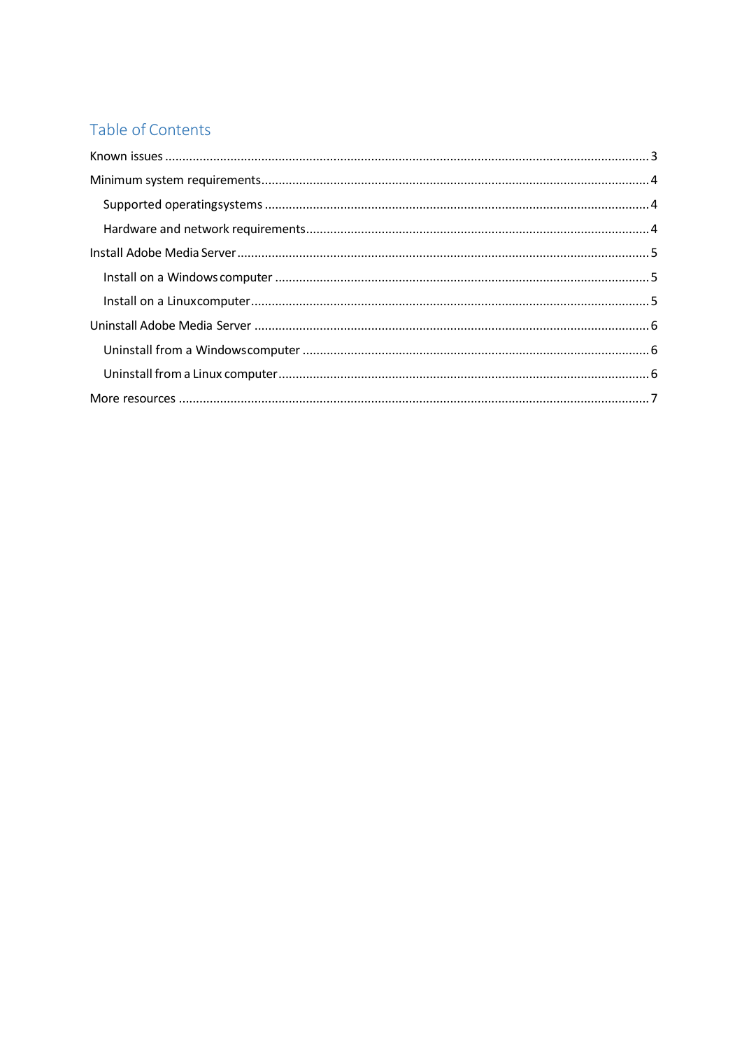# Table of Contents

Known issues ........................................................................................................................................ 3

Minimum system requirements............................................................................................................. 4

  Supported operatingsystems ............................................................................................................ 4

  Hardware and network requirements................................................................................................. 4

Install Adobe Media Server.................................................................................................................... 5

  Install on a Windows computer .......................................................................................................... 5

  Install on a Linuxcomputer................................................................................................................. 5

Uninstall Adobe Media Server ............................................................................................................... 6

  Uninstall from a Windowscomputer .................................................................................................. 6

  Uninstall from a Linux computer......................................................................................................... 6

More resources ..................................................................................................................................... 7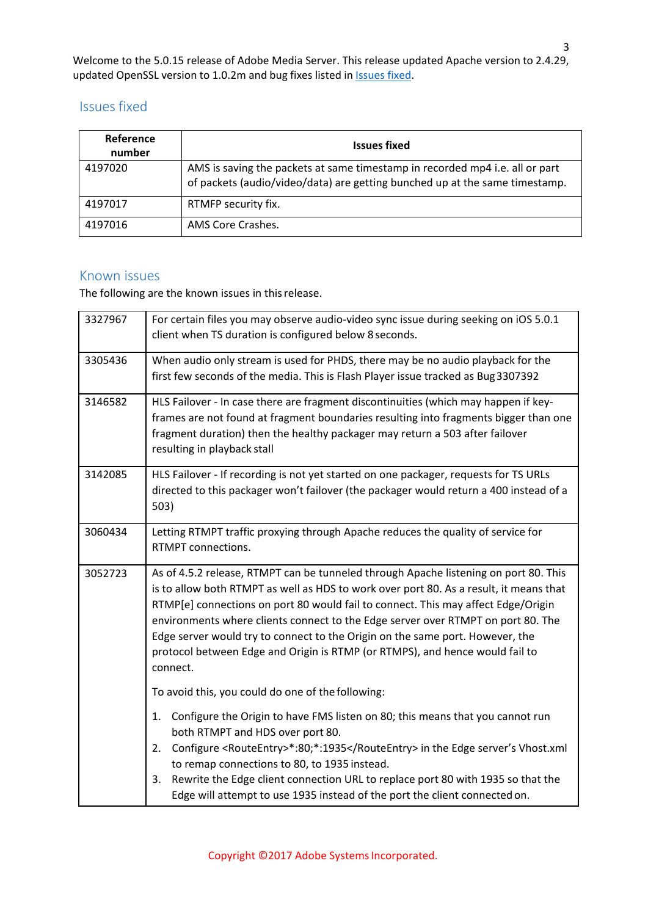Welcome to the 5.0.15 release of Adobe Media Server. This release updated Apache version to 2.4.29, updated OpenSSL version to 1.0.2m and bug fixes listed in Issues fixed.

## Issues fixed

| Reference number | Issues fixed |
|---|---|
| 4197020 | AMS is saving the packets at same timestamp in recorded mp4 i.e. all or part of packets (audio/video/data) are getting bunched up at the same timestamp. |
| 4197017 | RTMFP security fix. |
| 4197016 | AMS Core Crashes. |

## Known issues

The following are the known issues in this release.

| | |
|---|---|
| 3327967 | For certain files you may observe audio-video sync issue during seeking on iOS 5.0.1 client when TS duration is configured below 8 seconds. |
| 3305436 | When audio only stream is used for PHDS, there may be no audio playback for the first few seconds of the media. This is Flash Player issue tracked as Bug 3307392 |
| 3146582 | HLS Failover - In case there are fragment discontinuities (which may happen if key-frames are not found at fragment boundaries resulting into fragments bigger than one fragment duration) then the healthy packager may return a 503 after failover resulting in playback stall |
| 3142085 | HLS Failover - If recording is not yet started on one packager, requests for TS URLs directed to this packager won't failover (the packager would return a 400 instead of a 503) |
| 3060434 | Letting RTMPT traffic proxying through Apache reduces the quality of service for RTMPT connections. |
| 3052723 | As of 4.5.2 release, RTMPT can be tunneled through Apache listening on port 80. This is to allow both RTMPT as well as HDS to work over port 80. As a result, it means that RTMP[e] connections on port 80 would fail to connect. This may affect Edge/Origin environments where clients connect to the Edge server over RTMPT on port 80. The Edge server would try to connect to the Origin on the same port. However, the protocol between Edge and Origin is RTMP (or RTMPS), and hence would fail to connect.<br><br>To avoid this, you could do one of the following:<br><br>1. Configure the Origin to have FMS listen on 80; this means that you cannot run both RTMPT and HDS over port 80.<br>2. Configure <RouteEntry>*:80;*:1935</RouteEntry> in the Edge server's Vhost.xml to remap connections to 80, to 1935 instead.<br>3. Rewrite the Edge client connection URL to replace port 80 with 1935 so that the Edge will attempt to use 1935 instead of the port the client connected on. |

Copyright ©2017 Adobe Systems Incorporated.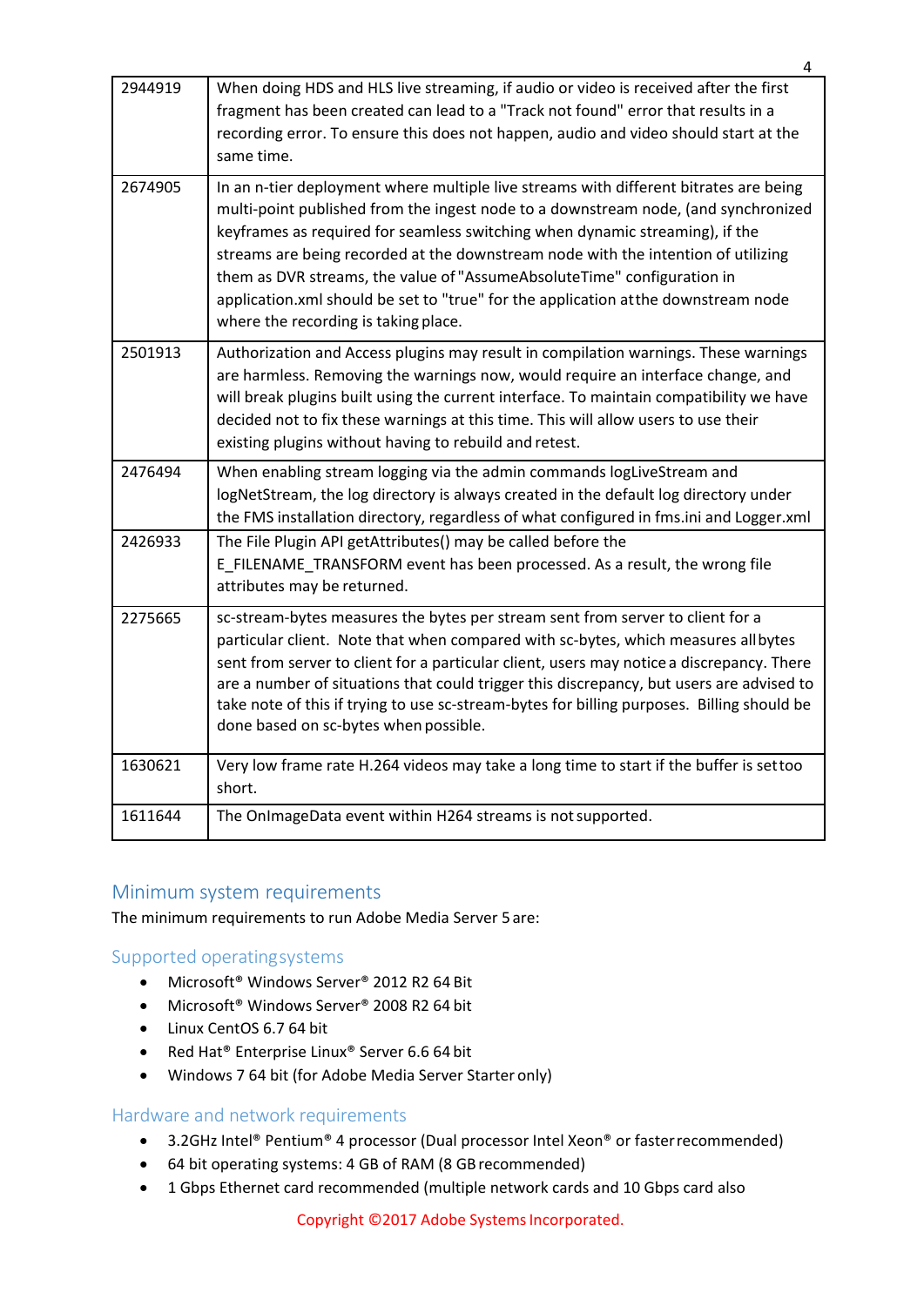| | |
|---|---|
| 2944919 | When doing HDS and HLS live streaming, if audio or video is received after the first fragment has been created can lead to a "Track not found" error that results in a recording error. To ensure this does not happen, audio and video should start at the same time. |
| 2674905 | In an n-tier deployment where multiple live streams with different bitrates are being multi-point published from the ingest node to a downstream node, (and synchronized keyframes as required for seamless switching when dynamic streaming), if the streams are being recorded at the downstream node with the intention of utilizing them as DVR streams, the value of "AssumeAbsoluteTime" configuration in application.xml should be set to "true" for the application at the downstream node where the recording is taking place. |
| 2501913 | Authorization and Access plugins may result in compilation warnings. These warnings are harmless. Removing the warnings now, would require an interface change, and will break plugins built using the current interface. To maintain compatibility we have decided not to fix these warnings at this time. This will allow users to use their existing plugins without having to rebuild and retest. |
| 2476494 | When enabling stream logging via the admin commands logLiveStream and logNetStream, the log directory is always created in the default log directory under the FMS installation directory, regardless of what configured in fms.ini and Logger.xml |
| 2426933 | The File Plugin API getAttributes() may be called before the E_FILENAME_TRANSFORM event has been processed. As a result, the wrong file attributes may be returned. |
| 2275665 | sc-stream-bytes measures the bytes per stream sent from server to client for a particular client. Note that when compared with sc-bytes, which measures all bytes sent from server to client for a particular client, users may notice a discrepancy. There are a number of situations that could trigger this discrepancy, but users are advised to take note of this if trying to use sc-stream-bytes for billing purposes. Billing should be done based on sc-bytes when possible. |
| 1630621 | Very low frame rate H.264 videos may take a long time to start if the buffer is set too short. |
| 1611644 | The OnImageData event within H264 streams is not supported. |

## Minimum system requirements

The minimum requirements to run Adobe Media Server 5 are:

### Supported operating systems

- Microsoft® Windows Server® 2012 R2 64 Bit
- Microsoft® Windows Server® 2008 R2 64 bit
- Linux CentOS 6.7 64 bit
- Red Hat® Enterprise Linux® Server 6.6 64 bit
- Windows 7 64 bit (for Adobe Media Server Starter only)

### Hardware and network requirements

- 3.2GHz Intel® Pentium® 4 processor (Dual processor Intel Xeon® or faster recommended)
- 64 bit operating systems: 4 GB of RAM (8 GB recommended)
- 1 Gbps Ethernet card recommended (multiple network cards and 10 Gbps card also

Copyright ©2017 Adobe Systems Incorporated.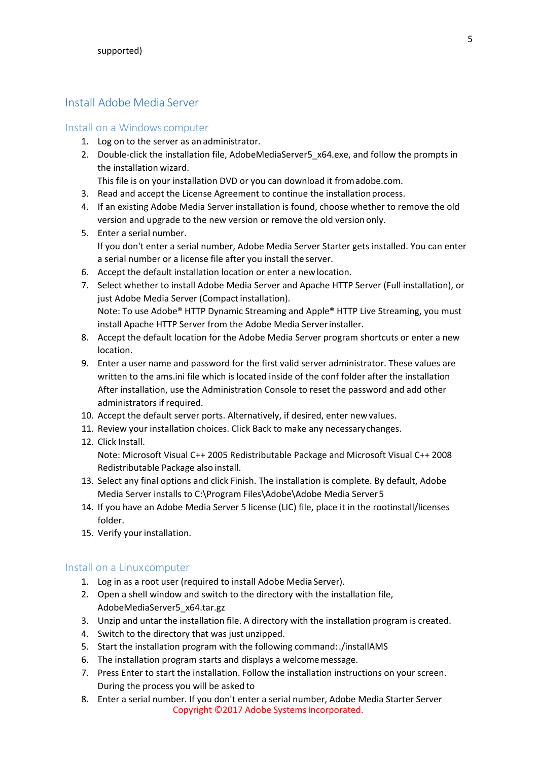supported)

## Install Adobe Media Server

### Install on a Windows computer

1. Log on to the server as an administrator.
2. Double-click the installation file, AdobeMediaServer5_x64.exe, and follow the prompts in the installation wizard.
   This file is on your installation DVD or you can download it from adobe.com.
3. Read and accept the License Agreement to continue the installation process.
4. If an existing Adobe Media Server installation is found, choose whether to remove the old version and upgrade to the new version or remove the old version only.
5. Enter a serial number.
   If you don't enter a serial number, Adobe Media Server Starter gets installed. You can enter a serial number or a license file after you install the server.
6. Accept the default installation location or enter a new location.
7. Select whether to install Adobe Media Server and Apache HTTP Server (Full installation), or just Adobe Media Server (Compact installation).
   Note: To use Adobe® HTTP Dynamic Streaming and Apple® HTTP Live Streaming, you must install Apache HTTP Server from the Adobe Media Server installer.
8. Accept the default location for the Adobe Media Server program shortcuts or enter a new location.
9. Enter a user name and password for the first valid server administrator. These values are written to the ams.ini file which is located inside of the conf folder after the installation After installation, use the Administration Console to reset the password and add other administrators if required.
10. Accept the default server ports. Alternatively, if desired, enter new values.
11. Review your installation choices. Click Back to make any necessary changes.
12. Click Install.
    Note: Microsoft Visual C++ 2005 Redistributable Package and Microsoft Visual C++ 2008 Redistributable Package also install.
13. Select any final options and click Finish. The installation is complete. By default, Adobe Media Server installs to C:\Program Files\Adobe\Adobe Media Server 5
14. If you have an Adobe Media Server 5 license (LIC) file, place it in the rootinstall/licenses folder.
15. Verify your installation.

### Install on a Linux computer

1. Log in as a root user (required to install Adobe Media Server).
2. Open a shell window and switch to the directory with the installation file, AdobeMediaServer5_x64.tar.gz
3. Unzip and untar the installation file. A directory with the installation program is created.
4. Switch to the directory that was just unzipped.
5. Start the installation program with the following command: ./installAMS
6. The installation program starts and displays a welcome message.
7. Press Enter to start the installation. Follow the installation instructions on your screen. During the process you will be asked to
8. Enter a serial number. If you don't enter a serial number, Adobe Media Starter Server

Copyright ©2017 Adobe Systems Incorporated.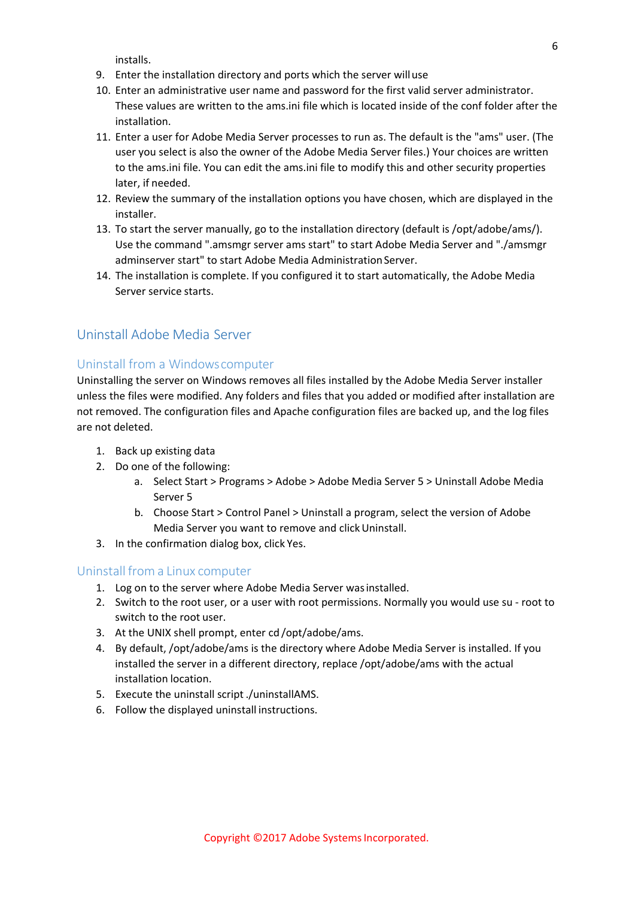installs.

9. Enter the installation directory and ports which the server will use
10. Enter an administrative user name and password for the first valid server administrator. These values are written to the ams.ini file which is located inside of the conf folder after the installation.
11. Enter a user for Adobe Media Server processes to run as. The default is the "ams" user. (The user you select is also the owner of the Adobe Media Server files.) Your choices are written to the ams.ini file. You can edit the ams.ini file to modify this and other security properties later, if needed.
12. Review the summary of the installation options you have chosen, which are displayed in the installer.
13. To start the server manually, go to the installation directory (default is /opt/adobe/ams/). Use the command ".amsmgr server ams start" to start Adobe Media Server and "./amsmgr adminserver start" to start Adobe Media Administration Server.
14. The installation is complete. If you configured it to start automatically, the Adobe Media Server service starts.

## Uninstall Adobe Media Server

### Uninstall from a Windows computer

Uninstalling the server on Windows removes all files installed by the Adobe Media Server installer unless the files were modified. Any folders and files that you added or modified after installation are not removed. The configuration files and Apache configuration files are backed up, and the log files are not deleted.

1. Back up existing data
2. Do one of the following:
   a. Select Start > Programs > Adobe > Adobe Media Server 5 > Uninstall Adobe Media Server 5
   b. Choose Start > Control Panel > Uninstall a program, select the version of Adobe Media Server you want to remove and click Uninstall.
3. In the confirmation dialog box, click Yes.

### Uninstall from a Linux computer

1. Log on to the server where Adobe Media Server was installed.
2. Switch to the root user, or a user with root permissions. Normally you would use su - root to switch to the root user.
3. At the UNIX shell prompt, enter cd /opt/adobe/ams.
4. By default, /opt/adobe/ams is the directory where Adobe Media Server is installed. If you installed the server in a different directory, replace /opt/adobe/ams with the actual installation location.
5. Execute the uninstall script ./uninstallAMS.
6. Follow the displayed uninstall instructions.

Copyright ©2017 Adobe Systems Incorporated.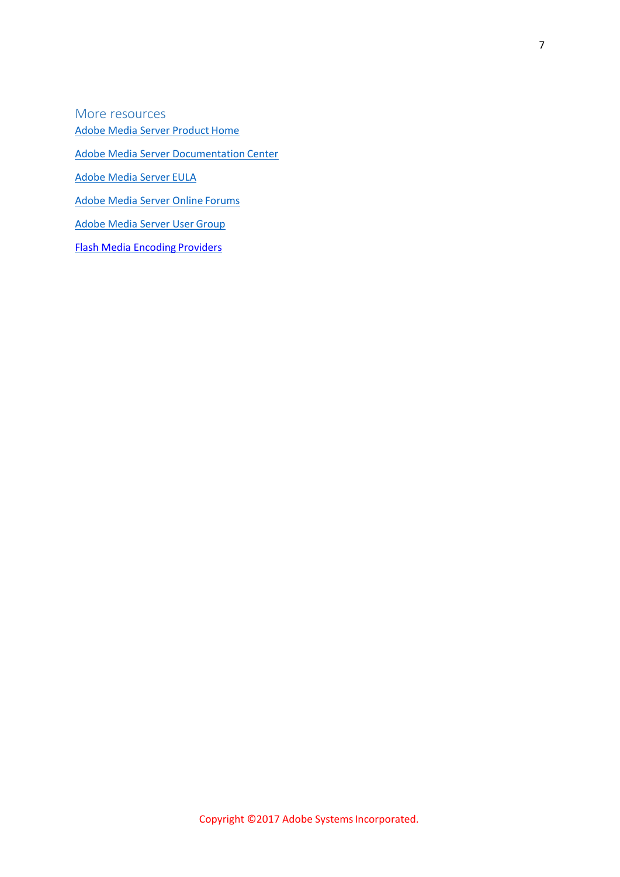## More resources

[Adobe Media Server Product Home]

[Adobe Media Server Documentation Center]

[Adobe Media Server EULA]

[Adobe Media Server Online Forums]

[Adobe Media Server User Group]

[Flash Media Encoding Providers]

Copyright ©2017 Adobe Systems Incorporated.